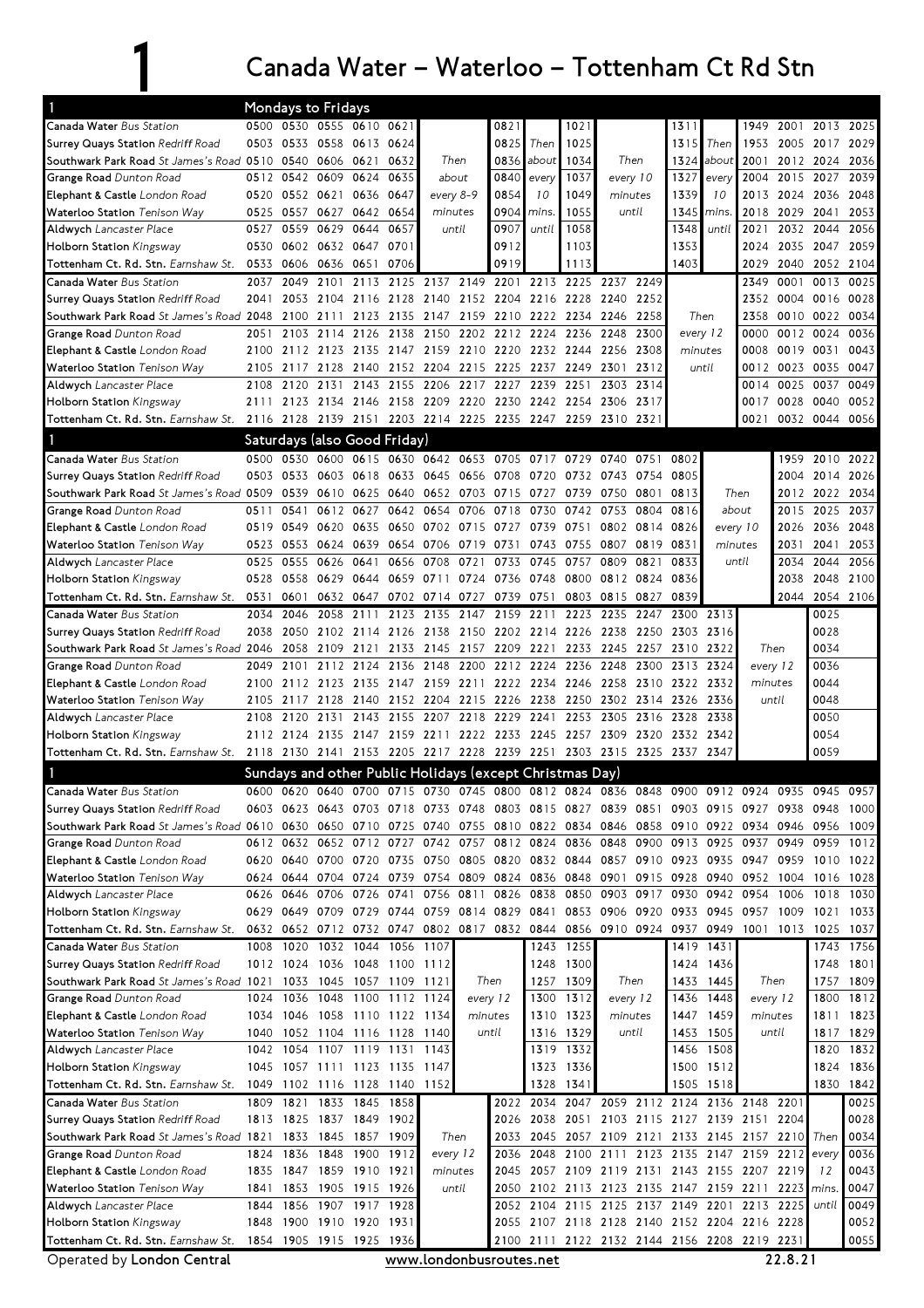# 1 Canada Water – Waterloo – Tottenham Ct Rd Stn

## Mondays to Fridays

| Stop | | | | | | | | | | | | | | | | | | |
|---|---|---|---|---|---|---|---|---|---|---|---|---|---|---|---|---|---|---|
| **Canada Water** *Bus Station* | 0500 | 0530 | 0555 | 0610 | 0621 | | 0821 | | 1021 | | 1311 | | 1949 | 2001 | 2013 | 2025 |
| **Surrey Quays Station** *Redriff Road* | 0503 | 0533 | 0558 | 0613 | 0624 | | 0825 | Then | 1025 | | 1315 | Then | 1953 | 2005 | 2017 | 2029 |
| **Southwark Park Road** *St James's Road* | 0510 | 0540 | 0606 | 0621 | 0632 | Then | 0836 | about | 1034 | Then | 1324 | about | 2001 | 2012 | 2024 | 2036 |
| **Grange Road** *Dunton Road* | 0512 | 0542 | 0609 | 0624 | 0635 | about | 0840 | every | 1037 | every 10 | 1327 | every | 2004 | 2015 | 2027 | 2039 |
| **Elephant & Castle** *London Road* | 0520 | 0552 | 0621 | 0636 | 0647 | every 8-9 | 0854 | 10 | 1049 | minutes | 1339 | 10 | 2013 | 2024 | 2036 | 2048 |
| **Waterloo Station** *Tenison Way* | 0525 | 0557 | 0627 | 0642 | 0654 | minutes | 0904 | mins. | 1055 | until | 1345 | mins. | 2018 | 2029 | 2041 | 2053 |
| **Aldwych** *Lancaster Place* | 0527 | 0559 | 0629 | 0644 | 0657 | until | 0907 | until | 1058 | | 1348 | until | 2021 | 2032 | 2044 | 2056 |
| **Holborn Station** *Kingsway* | 0530 | 0602 | 0632 | 0647 | 0701 | | 0912 | | 1103 | | 1353 | | 2024 | 2035 | 2047 | 2059 |
| **Tottenham Ct. Rd. Stn.** *Earnshaw St.* | 0533 | 0606 | 0636 | 0651 | 0706 | | 0919 | | 1113 | | 1403 | | 2029 | 2040 | 2052 | 2104 |

| Stop | | | | | | | | | | | | | | | | | |
|---|---|---|---|---|---|---|---|---|---|---|---|---|---|---|---|---|---|
| **Canada Water** *Bus Station* | 2037 | 2049 | 2101 | 2113 | 2125 | 2137 | 2149 | 2201 | 2213 | 2225 | 2237 | 2249 | | 2349 | 0001 | 0013 | 0025 |
| **Surrey Quays Station** *Redriff Road* | 2041 | 2053 | 2104 | 2116 | 2128 | 2140 | 2152 | 2204 | 2216 | 2228 | 2240 | 2252 | | 2352 | 0004 | 0016 | 0028 |
| **Southwark Park Road** *St James's Road* | 2048 | 2100 | 2111 | 2123 | 2135 | 2147 | 2159 | 2210 | 2222 | 2234 | 2246 | 2258 | Then | 2358 | 0010 | 0022 | 0034 |
| **Grange Road** *Dunton Road* | 2051 | 2103 | 2114 | 2126 | 2138 | 2150 | 2202 | 2212 | 2224 | 2236 | 2248 | 2300 | every 12 | 0000 | 0012 | 0024 | 0036 |
| **Elephant & Castle** *London Road* | 2100 | 2112 | 2123 | 2135 | 2147 | 2159 | 2210 | 2220 | 2232 | 2244 | 2256 | 2308 | minutes | 0008 | 0019 | 0031 | 0043 |
| **Waterloo Station** *Tenison Way* | 2105 | 2117 | 2128 | 2140 | 2152 | 2204 | 2215 | 2225 | 2237 | 2249 | 2301 | 2312 | until | 0012 | 0023 | 0035 | 0047 |
| **Aldwych** *Lancaster Place* | 2108 | 2120 | 2131 | 2143 | 2155 | 2206 | 2217 | 2227 | 2239 | 2251 | 2303 | 2314 | | 0014 | 0025 | 0037 | 0049 |
| **Holborn Station** *Kingsway* | 2111 | 2123 | 2134 | 2146 | 2158 | 2209 | 2220 | 2230 | 2242 | 2254 | 2306 | 2317 | | 0017 | 0028 | 0040 | 0052 |
| **Tottenham Ct. Rd. Stn.** *Earnshaw St.* | 2116 | 2128 | 2139 | 2151 | 2203 | 2214 | 2225 | 2235 | 2247 | 2259 | 2310 | 2321 | | 0021 | 0032 | 0044 | 0056 |

## Saturdays (also Good Friday)

| Stop | | | | | | | | | | | | | | | | | |
|---|---|---|---|---|---|---|---|---|---|---|---|---|---|---|---|---|---|
| **Canada Water** *Bus Station* | 0500 | 0530 | 0600 | 0615 | 0630 | 0642 | 0653 | 0705 | 0717 | 0729 | 0740 | 0751 | 0802 | | 1959 | 2010 | 2022 |
| **Surrey Quays Station** *Redriff Road* | 0503 | 0533 | 0603 | 0618 | 0633 | 0645 | 0656 | 0708 | 0720 | 0732 | 0743 | 0754 | 0805 | | 2004 | 2014 | 2026 |
| **Southwark Park Road** *St James's Road* | 0509 | 0539 | 0610 | 0625 | 0640 | 0652 | 0703 | 0715 | 0727 | 0739 | 0750 | 0801 | 0813 | Then | 2012 | 2022 | 2034 |
| **Grange Road** *Dunton Road* | 0511 | 0541 | 0612 | 0627 | 0642 | 0654 | 0706 | 0718 | 0730 | 0742 | 0753 | 0804 | 0816 | about | 2015 | 2025 | 2037 |
| **Elephant & Castle** *London Road* | 0519 | 0549 | 0620 | 0635 | 0650 | 0702 | 0715 | 0727 | 0739 | 0751 | 0802 | 0814 | 0826 | every 10 | 2026 | 2036 | 2048 |
| **Waterloo Station** *Tenison Way* | 0523 | 0553 | 0624 | 0639 | 0654 | 0706 | 0719 | 0731 | 0743 | 0755 | 0807 | 0819 | 0831 | minutes | 2031 | 2041 | 2053 |
| **Aldwych** *Lancaster Place* | 0525 | 0555 | 0626 | 0641 | 0656 | 0708 | 0721 | 0733 | 0745 | 0757 | 0809 | 0821 | 0833 | until | 2034 | 2044 | 2056 |
| **Holborn Station** *Kingsway* | 0528 | 0558 | 0629 | 0644 | 0659 | 0711 | 0724 | 0736 | 0748 | 0800 | 0812 | 0824 | 0836 | | 2038 | 2048 | 2100 |
| **Tottenham Ct. Rd. Stn.** *Earnshaw St.* | 0531 | 0601 | 0632 | 0647 | 0702 | 0714 | 0727 | 0739 | 0751 | 0803 | 0815 | 0827 | 0839 | | 2044 | 2054 | 2106 |

| Stop | | | | | | | | | | | | | | | |
|---|---|---|---|---|---|---|---|---|---|---|---|---|---|---|---|
| **Canada Water** *Bus Station* | 2034 | 2046 | 2058 | 2111 | 2123 | 2135 | 2147 | 2159 | 2211 | 2223 | 2235 | 2247 | 2300 | 2313 | | 0025 |
| **Surrey Quays Station** *Redriff Road* | 2038 | 2050 | 2102 | 2114 | 2126 | 2138 | 2150 | 2202 | 2214 | 2226 | 2238 | 2250 | 2303 | 2316 | | 0028 |
| **Southwark Park Road** *St James's Road* | 2046 | 2058 | 2109 | 2121 | 2133 | 2145 | 2157 | 2209 | 2221 | 2233 | 2245 | 2257 | 2310 | 2322 | Then | 0034 |
| **Grange Road** *Dunton Road* | 2049 | 2101 | 2112 | 2124 | 2136 | 2148 | 2200 | 2212 | 2224 | 2236 | 2248 | 2300 | 2313 | 2324 | every 12 | 0036 |
| **Elephant & Castle** *London Road* | 2100 | 2112 | 2123 | 2135 | 2147 | 2159 | 2211 | 2222 | 2234 | 2246 | 2258 | 2310 | 2322 | 2332 | minutes | 0044 |
| **Waterloo Station** *Tenison Way* | 2105 | 2117 | 2128 | 2140 | 2152 | 2204 | 2215 | 2226 | 2238 | 2250 | 2302 | 2314 | 2326 | 2336 | until | 0048 |
| **Aldwych** *Lancaster Place* | 2108 | 2120 | 2131 | 2143 | 2155 | 2207 | 2218 | 2229 | 2241 | 2253 | 2305 | 2316 | 2328 | 2338 | | 0050 |
| **Holborn Station** *Kingsway* | 2112 | 2124 | 2135 | 2147 | 2159 | 2211 | 2222 | 2233 | 2245 | 2257 | 2309 | 2320 | 2332 | 2342 | | 0054 |
| **Tottenham Ct. Rd. Stn.** *Earnshaw St.* | 2118 | 2130 | 2141 | 2153 | 2205 | 2217 | 2228 | 2239 | 2251 | 2303 | 2315 | 2325 | 2337 | 2347 | | 0059 |

## Sundays and other Public Holidays (except Christmas Day)

| Stop | | | | | | | | | | | | | | | | | | |
|---|---|---|---|---|---|---|---|---|---|---|---|---|---|---|---|---|---|---|
| **Canada Water** *Bus Station* | 0600 | 0620 | 0640 | 0700 | 0715 | 0730 | 0745 | 0800 | 0812 | 0824 | 0836 | 0848 | 0900 | 0912 | 0924 | 0935 | 0945 | 0957 |
| **Surrey Quays Station** *Redriff Road* | 0603 | 0623 | 0643 | 0703 | 0718 | 0733 | 0748 | 0803 | 0815 | 0827 | 0839 | 0851 | 0903 | 0915 | 0927 | 0938 | 0948 | 1000 |
| **Southwark Park Road** *St James's Road* | 0610 | 0630 | 0650 | 0710 | 0725 | 0740 | 0755 | 0810 | 0822 | 0834 | 0846 | 0858 | 0910 | 0922 | 0934 | 0946 | 0956 | 1009 |
| **Grange Road** *Dunton Road* | 0612 | 0632 | 0652 | 0712 | 0727 | 0742 | 0757 | 0812 | 0824 | 0836 | 0848 | 0900 | 0913 | 0925 | 0937 | 0949 | 0959 | 1012 |
| **Elephant & Castle** *London Road* | 0620 | 0640 | 0700 | 0720 | 0735 | 0750 | 0805 | 0820 | 0832 | 0844 | 0857 | 0910 | 0923 | 0935 | 0947 | 0959 | 1010 | 1022 |
| **Waterloo Station** *Tenison Way* | 0624 | 0644 | 0704 | 0724 | 0739 | 0754 | 0809 | 0824 | 0836 | 0848 | 0901 | 0915 | 0928 | 0940 | 0952 | 1004 | 1016 | 1028 |
| **Aldwych** *Lancaster Place* | 0626 | 0646 | 0706 | 0726 | 0741 | 0756 | 0811 | 0826 | 0838 | 0850 | 0903 | 0917 | 0930 | 0942 | 0954 | 1006 | 1018 | 1030 |
| **Holborn Station** *Kingsway* | 0629 | 0649 | 0709 | 0729 | 0744 | 0759 | 0814 | 0829 | 0841 | 0853 | 0906 | 0920 | 0933 | 0945 | 0957 | 1009 | 1021 | 1033 |
| **Tottenham Ct. Rd. Stn.** *Earnshaw St.* | 0632 | 0652 | 0712 | 0732 | 0747 | 0802 | 0817 | 0832 | 0844 | 0856 | 0910 | 0924 | 0937 | 0949 | 1001 | 1013 | 1025 | 1037 |

| Stop | | | | | | | | | | | | | | | | |
|---|---|---|---|---|---|---|---|---|---|---|---|---|---|---|---|---|
| **Canada Water** *Bus Station* | 1008 | 1020 | 1032 | 1044 | 1056 | 1107 | | 1243 | 1255 | | 1419 | 1431 | | 1743 | 1756 |
| **Surrey Quays Station** *Redriff Road* | 1012 | 1024 | 1036 | 1048 | 1100 | 1112 | | 1248 | 1300 | | 1424 | 1436 | | 1748 | 1801 |
| **Southwark Park Road** *St James's Road* | 1021 | 1033 | 1045 | 1057 | 1109 | 1121 | Then | 1257 | 1309 | Then | 1433 | 1445 | Then | 1757 | 1809 |
| **Grange Road** *Dunton Road* | 1024 | 1036 | 1048 | 1100 | 1112 | 1124 | every 12 | 1300 | 1312 | every 12 | 1436 | 1448 | every 12 | 1800 | 1812 |
| **Elephant & Castle** *London Road* | 1034 | 1046 | 1058 | 1110 | 1122 | 1134 | minutes | 1310 | 1323 | minutes | 1447 | 1459 | minutes | 1811 | 1823 |
| **Waterloo Station** *Tenison Way* | 1040 | 1052 | 1104 | 1116 | 1128 | 1140 | until | 1316 | 1329 | until | 1453 | 1505 | until | 1817 | 1829 |
| **Aldwych** *Lancaster Place* | 1042 | 1054 | 1107 | 1119 | 1131 | 1143 | | 1319 | 1332 | | 1456 | 1508 | | 1820 | 1832 |
| **Holborn Station** *Kingsway* | 1045 | 1057 | 1111 | 1123 | 1135 | 1147 | | 1323 | 1336 | | 1500 | 1512 | | 1824 | 1836 |
| **Tottenham Ct. Rd. Stn.** *Earnshaw St.* | 1049 | 1102 | 1116 | 1128 | 1140 | 1152 | | 1328 | 1341 | | 1505 | 1518 | | 1830 | 1842 |

| Stop | | | | | | | | | | | | | | | | | |
|---|---|---|---|---|---|---|---|---|---|---|---|---|---|---|---|---|---|
| **Canada Water** *Bus Station* | 1809 | 1821 | 1833 | 1845 | 1858 | | 2022 | 2034 | 2047 | 2059 | 2112 | 2124 | 2136 | 2148 | 2201 | | 0025 |
| **Surrey Quays Station** *Redriff Road* | 1813 | 1825 | 1837 | 1849 | 1902 | | 2026 | 2038 | 2051 | 2103 | 2115 | 2127 | 2139 | 2151 | 2204 | | 0028 |
| **Southwark Park Road** *St James's Road* | 1821 | 1833 | 1845 | 1857 | 1909 | Then | 2033 | 2045 | 2057 | 2109 | 2121 | 2133 | 2145 | 2157 | 2210 | Then | 0034 |
| **Grange Road** *Dunton Road* | 1824 | 1836 | 1848 | 1900 | 1912 | every 12 | 2036 | 2048 | 2100 | 2111 | 2123 | 2135 | 2147 | 2159 | 2212 | every | 0036 |
| **Elephant & Castle** *London Road* | 1835 | 1847 | 1859 | 1910 | 1921 | minutes | 2045 | 2057 | 2109 | 2119 | 2131 | 2143 | 2155 | 2207 | 2219 | 12 | 0043 |
| **Waterloo Station** *Tenison Way* | 1841 | 1853 | 1905 | 1915 | 1926 | until | 2050 | 2102 | 2113 | 2123 | 2135 | 2147 | 2159 | 2211 | 2223 | mins. | 0047 |
| **Aldwych** *Lancaster Place* | 1844 | 1856 | 1907 | 1917 | 1928 | | 2052 | 2104 | 2115 | 2125 | 2137 | 2149 | 2201 | 2213 | 2225 | until | 0049 |
| **Holborn Station** *Kingsway* | 1848 | 1900 | 1910 | 1920 | 1931 | | 2055 | 2107 | 2118 | 2128 | 2140 | 2152 | 2204 | 2216 | 2228 | | 0052 |
| **Tottenham Ct. Rd. Stn.** *Earnshaw St.* | 1854 | 1905 | 1915 | 1925 | 1936 | | 2100 | 2111 | 2122 | 2132 | 2144 | 2156 | 2208 | 2219 | 2231 | | 0055 |

Operated by **London Central** www.londonbusroutes.net 22.8.21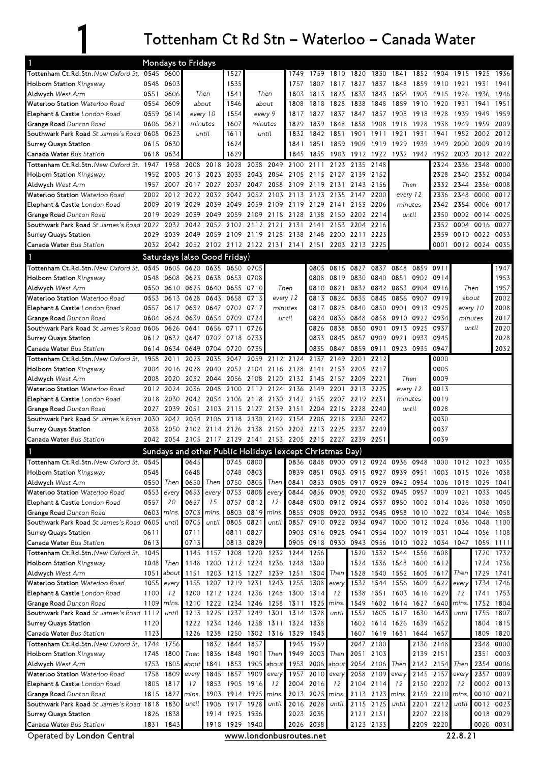# 1 Tottenham Ct Rd Stn – Waterloo – Canada Water

## Mondays to Fridays

| | | | | | | | | | | | | | | | | | |
|---|---|---|---|---|---|---|---|---|---|---|---|---|---|---|---|---|---|
| Tottenham Ct.Rd.Stn. *New Oxford St.* | 0545 | 0600 | | 1527 | | 1749 | 1759 | 1810 | 1820 | 1830 | 1841 | 1852 | 1904 | 1915 | 1925 | 1936 |
| Holborn Station *Kingsway* | 0548 | 0603 | | 1535 | | 1757 | 1807 | 1817 | 1827 | 1837 | 1848 | 1859 | 1910 | 1921 | 1931 | 1941 |
| Aldwych *West Arm* | 0551 | 0606 | Then | 1541 | Then | 1803 | 1813 | 1823 | 1833 | 1843 | 1854 | 1905 | 1915 | 1926 | 1936 | 1946 |
| Waterloo Station *Waterloo Road* | 0554 | 0609 | about | 1546 | about | 1808 | 1818 | 1828 | 1838 | 1848 | 1859 | 1910 | 1920 | 1931 | 1941 | 1951 |
| Elephant & Castle *London Road* | 0559 | 0614 | every 10 | 1554 | every 9 | 1817 | 1827 | 1837 | 1847 | 1857 | 1908 | 1918 | 1928 | 1939 | 1949 | 1959 |
| Grange Road *Dunton Road* | 0606 | 0621 | minutes | 1607 | minutes | 1829 | 1839 | 1848 | 1858 | 1908 | 1918 | 1928 | 1938 | 1949 | 1959 | 2009 |
| Southwark Park Road *St James's Road* | 0608 | 0623 | until | 1611 | until | 1832 | 1842 | 1851 | 1901 | 1911 | 1921 | 1931 | 1941 | 1952 | 2002 | 2012 |
| Surrey Quays Station | 0615 | 0630 | | 1624 | | 1841 | 1851 | 1859 | 1909 | 1919 | 1929 | 1939 | 1949 | 2000 | 2009 | 2019 |
| Canada Water *Bus Station* | 0618 | 0634 | | 1629 | | 1845 | 1855 | 1903 | 1912 | 1922 | 1932 | 1942 | 1952 | 2003 | 2012 | 2022 |

| | | | | | | | | | | | | | | | | | | |
|---|---|---|---|---|---|---|---|---|---|---|---|---|---|---|---|---|---|---|
| Tottenham Ct.Rd.Stn. *New Oxford St.* | 1947 | 1958 | 2008 | 2018 | 2028 | 2038 | 2049 | 2100 | 2111 | 2123 | 2135 | 2148 | | 2324 | 2336 | 2348 | 0000 |
| Holborn Station *Kingsway* | 1952 | 2003 | 2013 | 2023 | 2033 | 2043 | 2054 | 2105 | 2115 | 2127 | 2139 | 2152 | | 2328 | 2340 | 2352 | 0004 |
| Aldwych *West Arm* | 1957 | 2007 | 2017 | 2027 | 2037 | 2047 | 2058 | 2109 | 2119 | 2131 | 2143 | 2156 | Then | 2332 | 2344 | 2356 | 0008 |
| Waterloo Station *Waterloo Road* | 2002 | 2012 | 2022 | 2032 | 2042 | 2052 | 2103 | 2113 | 2123 | 2135 | 2147 | 2200 | every 12 | 2336 | 2348 | 0000 | 0012 |
| Elephant & Castle *London Road* | 2009 | 2019 | 2029 | 2039 | 2049 | 2059 | 2109 | 2119 | 2129 | 2141 | 2153 | 2206 | minutes | 2342 | 2354 | 0006 | 0017 |
| Grange Road *Dunton Road* | 2019 | 2029 | 2039 | 2049 | 2059 | 2109 | 2118 | 2128 | 2138 | 2150 | 2202 | 2214 | until | 2350 | 0002 | 0014 | 0025 |
| Southwark Park Road *St James's Road* | 2022 | 2032 | 2042 | 2052 | 2102 | 2112 | 2121 | 2131 | 2141 | 2153 | 2204 | 2216 | | 2352 | 0004 | 0016 | 0027 |
| Surrey Quays Station | 2029 | 2039 | 2049 | 2059 | 2109 | 2119 | 2128 | 2138 | 2148 | 2200 | 2211 | 2223 | | 2359 | 0010 | 0022 | 0033 |
| Canada Water *Bus Station* | 2032 | 2042 | 2052 | 2102 | 2112 | 2122 | 2131 | 2141 | 2151 | 2203 | 2213 | 2225 | | 0001 | 0012 | 0024 | 0035 |

## Saturdays (also Good Friday)

| | | | | | | | | | | | | | | | | | |
|---|---|---|---|---|---|---|---|---|---|---|---|---|---|---|---|---|---|
| Tottenham Ct.Rd.Stn. *New Oxford St.* | 0545 | 0605 | 0620 | 0635 | 0650 | 0705 | | 0805 | 0816 | 0827 | 0837 | 0848 | 0859 | 0911 | | 1947 |
| Holborn Station *Kingsway* | 0548 | 0608 | 0623 | 0638 | 0653 | 0708 | | 0808 | 0819 | 0830 | 0840 | 0851 | 0902 | 0914 | | 1953 |
| Aldwych *West Arm* | 0550 | 0610 | 0625 | 0640 | 0655 | 0710 | Then | 0810 | 0821 | 0832 | 0842 | 0853 | 0904 | 0916 | Then | 1957 |
| Waterloo Station *Waterloo Road* | 0553 | 0613 | 0628 | 0643 | 0658 | 0713 | every 12 | 0813 | 0824 | 0835 | 0845 | 0856 | 0907 | 0919 | about | 2002 |
| Elephant & Castle *London Road* | 0557 | 0617 | 0632 | 0647 | 0702 | 0717 | minutes | 0817 | 0828 | 0840 | 0850 | 0901 | 0913 | 0925 | every 10 | 2008 |
| Grange Road *Dunton Road* | 0604 | 0624 | 0639 | 0654 | 0709 | 0724 | until | 0824 | 0836 | 0848 | 0858 | 0910 | 0922 | 0934 | minutes | 2017 |
| Southwark Park Road *St James's Road* | 0606 | 0626 | 0641 | 0656 | 0711 | 0726 | | 0826 | 0838 | 0850 | 0901 | 0913 | 0925 | 0937 | until | 2020 |
| Surrey Quays Station | 0612 | 0632 | 0647 | 0702 | 0718 | 0733 | | 0833 | 0845 | 0857 | 0909 | 0921 | 0933 | 0945 | | 2028 |
| Canada Water *Bus Station* | 0614 | 0634 | 0649 | 0704 | 0720 | 0735 | | 0835 | 0847 | 0859 | 0911 | 0923 | 0935 | 0947 | | 2032 |

| | | | | | | | | | | | | | | |
|---|---|---|---|---|---|---|---|---|---|---|---|---|---|---|
| Tottenham Ct.Rd.Stn. *New Oxford St.* | 1958 | 2011 | 2023 | 2035 | 2047 | 2059 | 2112 | 2124 | 2137 | 2149 | 2201 | 2212 | | 0000 |
| Holborn Station *Kingsway* | 2004 | 2016 | 2028 | 2040 | 2052 | 2104 | 2116 | 2128 | 2141 | 2153 | 2205 | 2217 | | 0005 |
| Aldwych *West Arm* | 2008 | 2020 | 2032 | 2044 | 2056 | 2108 | 2120 | 2132 | 2145 | 2157 | 2209 | 2221 | Then | 0009 |
| Waterloo Station *Waterloo Road* | 2012 | 2024 | 2036 | 2048 | 2100 | 2112 | 2124 | 2136 | 2149 | 2201 | 2213 | 2225 | every 12 | 0013 |
| Elephant & Castle *London Road* | 2018 | 2030 | 2042 | 2054 | 2106 | 2118 | 2130 | 2142 | 2155 | 2207 | 2219 | 2231 | minutes | 0019 |
| Grange Road *Dunton Road* | 2027 | 2039 | 2051 | 2103 | 2115 | 2127 | 2139 | 2151 | 2204 | 2216 | 2228 | 2240 | until | 0028 |
| Southwark Park Road *St James's Road* | 2030 | 2042 | 2054 | 2106 | 2118 | 2130 | 2142 | 2154 | 2206 | 2218 | 2230 | 2242 | | 0030 |
| Surrey Quays Station | 2038 | 2050 | 2102 | 2114 | 2126 | 2138 | 2150 | 2202 | 2213 | 2225 | 2237 | 2249 | | 0037 |
| Canada Water *Bus Station* | 2042 | 2054 | 2105 | 2117 | 2129 | 2141 | 2153 | 2205 | 2215 | 2227 | 2239 | 2251 | | 0039 |

## Sundays and other Public Holidays (except Christmas Day)

| | | | | | | | | | | | | | | | | | | | |
|---|---|---|---|---|---|---|---|---|---|---|---|---|---|---|---|---|---|---|---|
| Tottenham Ct.Rd.Stn. *New Oxford St.* | 0545 | | 0645 | | 0745 | 0800 | | 0836 | 0848 | 0900 | 0912 | 0924 | 0936 | 0948 | 1000 | 1012 | 1023 | 1035 |
| Holborn Station *Kingsway* | 0548 | | 0648 | | 0748 | 0803 | | 0839 | 0851 | 0903 | 0915 | 0927 | 0939 | 0951 | 1003 | 1015 | 1026 | 1038 |
| Aldwych *West Arm* | 0550 | Then | 0650 | Then | 0750 | 0805 | Then | 0841 | 0853 | 0905 | 0917 | 0929 | 0942 | 0954 | 1006 | 1018 | 1029 | 1041 |
| Waterloo Station *Waterloo Road* | 0553 | every | 0653 | every | 0753 | 0808 | every | 0844 | 0856 | 0908 | 0920 | 0932 | 0945 | 0957 | 1009 | 1021 | 1033 | 1045 |
| Elephant & Castle *London Road* | 0557 | 20 | 0657 | 15 | 0757 | 0812 | 12 | 0848 | 0900 | 0912 | 0924 | 0937 | 0950 | 1002 | 1014 | 1026 | 1038 | 1050 |
| Grange Road *Dunton Road* | 0603 | mins. | 0703 | mins. | 0803 | 0819 | mins. | 0855 | 0908 | 0920 | 0932 | 0945 | 0958 | 1010 | 1022 | 1034 | 1046 | 1058 |
| Southwark Park Road *St James's Road* | 0605 | until | 0705 | until | 0805 | 0821 | until | 0857 | 0910 | 0922 | 0934 | 0947 | 1000 | 1012 | 1024 | 1036 | 1048 | 1100 |
| Surrey Quays Station | 0611 | | 0711 | | 0811 | 0827 | | 0903 | 0916 | 0928 | 0941 | 0954 | 1007 | 1019 | 1031 | 1044 | 1056 | 1108 |
| Canada Water *Bus Station* | 0613 | | 0713 | | 0813 | 0829 | | 0905 | 0918 | 0930 | 0943 | 0956 | 1010 | 1022 | 1034 | 1047 | 1059 | 1111 |

| | | | | | | | | | | | | | | | | | | | |
|---|---|---|---|---|---|---|---|---|---|---|---|---|---|---|---|---|---|---|---|
| Tottenham Ct.Rd.Stn. *New Oxford St.* | 1045 | | 1145 | 1157 | 1208 | 1220 | 1232 | 1244 | 1256 | | 1520 | 1532 | 1544 | 1556 | 1608 | | 1720 | 1732 |
| Holborn Station *Kingsway* | 1048 | Then | 1148 | 1200 | 1212 | 1224 | 1236 | 1248 | 1300 | | 1524 | 1536 | 1548 | 1600 | 1612 | | 1724 | 1736 |
| Aldwych *West Arm* | 1051 | about | 1151 | 1203 | 1215 | 1227 | 1239 | 1251 | 1304 | Then | 1528 | 1540 | 1552 | 1605 | 1617 | Then | 1729 | 1741 |
| Waterloo Station *Waterloo Road* | 1055 | every | 1155 | 1207 | 1219 | 1231 | 1243 | 1255 | 1308 | every | 1532 | 1544 | 1556 | 1609 | 1622 | every | 1734 | 1746 |
| Elephant & Castle *London Road* | 1100 | 12 | 1200 | 1212 | 1224 | 1236 | 1248 | 1300 | 1314 | 12 | 1538 | 1551 | 1603 | 1616 | 1629 | 12 | 1741 | 1753 |
| Grange Road *Dunton Road* | 1109 | mins. | 1210 | 1222 | 1234 | 1246 | 1258 | 1311 | 1325 | mins. | 1549 | 1602 | 1614 | 1627 | 1640 | mins. | 1752 | 1804 |
| Southwark Park Road *St James's Road* | 1112 | until | 1213 | 1225 | 1237 | 1249 | 1301 | 1314 | 1328 | until | 1552 | 1605 | 1617 | 1630 | 1643 | until | 1755 | 1807 |
| Surrey Quays Station | 1120 | | 1222 | 1234 | 1246 | 1258 | 1311 | 1324 | 1338 | | 1602 | 1614 | 1626 | 1639 | 1652 | | 1804 | 1815 |
| Canada Water *Bus Station* | 1123 | | 1226 | 1238 | 1250 | 1302 | 1316 | 1329 | 1343 | | 1607 | 1619 | 1631 | 1644 | 1657 | | 1809 | 1820 |

| | | | | | | | | | | | | | | | | | | | |
|---|---|---|---|---|---|---|---|---|---|---|---|---|---|---|---|---|---|---|---|
| Tottenham Ct.Rd.Stn. *New Oxford St.* | 1744 | 1756 | | 1832 | 1844 | 1857 | | 1945 | 1959 | | 2047 | 2100 | | 2136 | 2148 | | 2348 | 0000 |
| Holborn Station *Kingsway* | 1748 | 1800 | Then | 1836 | 1848 | 1901 | Then | 1949 | 2003 | Then | 2051 | 2103 | | 2139 | 2151 | | 2351 | 0003 |
| Aldwych *West Arm* | 1753 | 1805 | about | 1841 | 1853 | 1905 | about | 1953 | 2006 | about | 2054 | 2106 | Then | 2142 | 2154 | Then | 2354 | 0006 |
| Waterloo Station *Waterloo Road* | 1758 | 1809 | every | 1845 | 1857 | 1909 | every | 1957 | 2010 | every | 2058 | 2109 | every | 2145 | 2157 | every | 2357 | 0009 |
| Elephant & Castle *London Road* | 1805 | 1817 | 12 | 1853 | 1905 | 1916 | 12 | 2004 | 2016 | 12 | 2104 | 2114 | 12 | 2150 | 2202 | 12 | 0002 | 0013 |
| Grange Road *Dunton Road* | 1815 | 1827 | mins. | 1903 | 1914 | 1925 | mins. | 2013 | 2025 | mins. | 2113 | 2123 | mins. | 2159 | 2210 | mins. | 0010 | 0021 |
| Southwark Park Road *St James's Road* | 1818 | 1830 | until | 1906 | 1917 | 1928 | until | 2016 | 2028 | until | 2115 | 2125 | until | 2201 | 2212 | until | 0012 | 0023 |
| Surrey Quays Station | 1826 | 1838 | | 1914 | 1925 | 1936 | | 2023 | 2035 | | 2121 | 2131 | | 2207 | 2218 | | 0018 | 0029 |
| Canada Water *Bus Station* | 1831 | 1843 | | 1918 | 1929 | 1940 | | 2026 | 2038 | | 2123 | 2133 | | 2209 | 2220 | | 0020 | 0031 |

Operated by **London Central** &nbsp;&nbsp;&nbsp; www.londonbusroutes.net &nbsp;&nbsp;&nbsp; 22.8.21